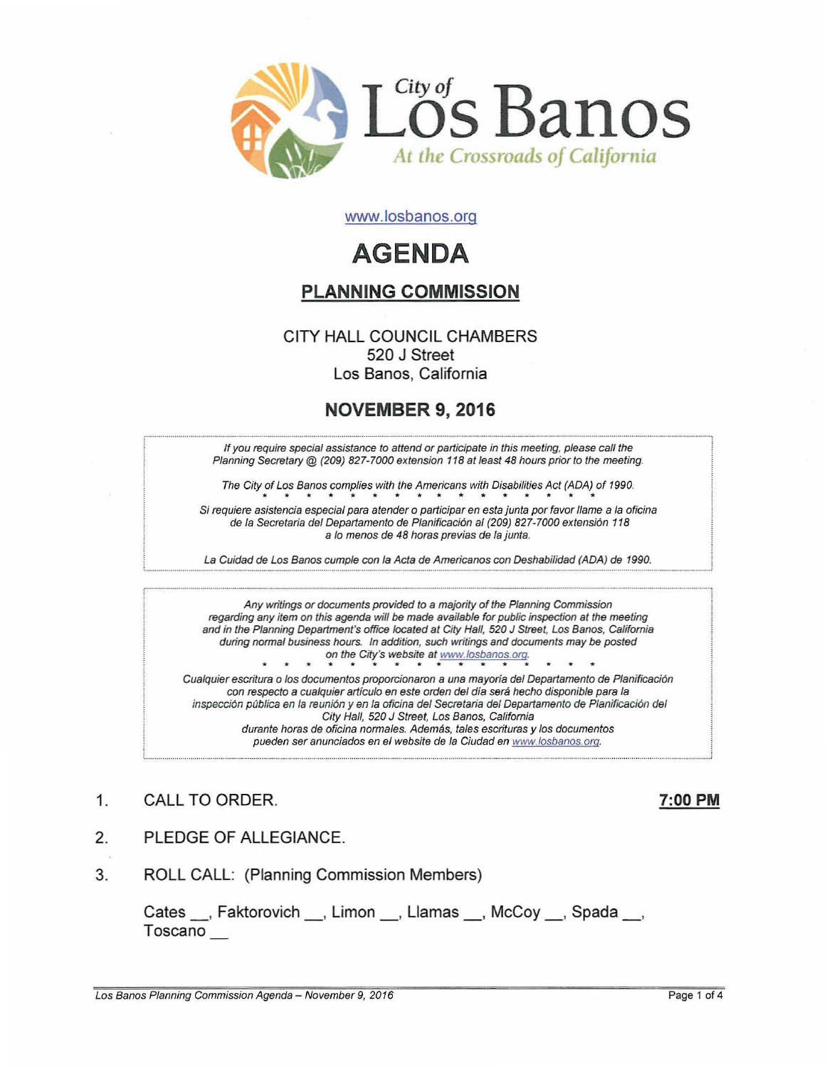City of
# Los Banos
*At the Crossroads of California*

www.losbanos.org

# AGENDA

## PLANNING COMMISSION

CITY HALL COUNCIL CHAMBERS
520 J Street
Los Banos, California

## NOVEMBER 9, 2016

*If you require special assistance to attend or participate in this meeting, please call the Planning Secretary @ (209) 827-7000 extension 118 at least 48 hours prior to the meeting.*

*The City of Los Banos complies with the Americans with Disabilities Act (ADA) of 1990.*

\* \* \* \* \* \* \* \* \* \* \* \* \* \* \* \* \* \* \* \* \* \*

*Si requiere asistencia especial para atender o participar en esta junta por favor llame a la oficina de la Secretaria del Departamento de Planificación al (209) 827-7000 extensión 118 a lo menos de 48 horas previas de la junta.*

*La Cuidad de Los Banos cumple con la Acta de Americanos con Deshabilidad (ADA) de 1990.*

*Any writings or documents provided to a majority of the Planning Commission regarding any item on this agenda will be made available for public inspection at the meeting and in the Planning Department's office located at City Hall, 520 J Street, Los Banos, California during normal business hours. In addition, such writings and documents may be posted on the City's website at www.losbanos.org.*

\* \* \* \* \* \* \* \* \* \* \* \* \* \* \* \* \* \* \* \* \* \*

*Cualquier escritura o los documentos proporcionaron a una mayoría del Departamento de Planificación con respecto a cualquier artículo en este orden del día será hecho disponible para la inspección pública en la reunión y en la oficina del Secretaria del Departamento de Planificación del City Hall, 520 J Street, Los Banos, California durante horas de oficina normales. Además, tales escrituras y los documentos pueden ser anunciados en el website de la Ciudad en www.losbanos.org.*

1. CALL TO ORDER. **7:00 PM**

2. PLEDGE OF ALLEGIANCE.

3. ROLL CALL: (Planning Commission Members)

   Cates __, Faktorovich __, Limon __, Llamas __, McCoy __, Spada __, Toscano __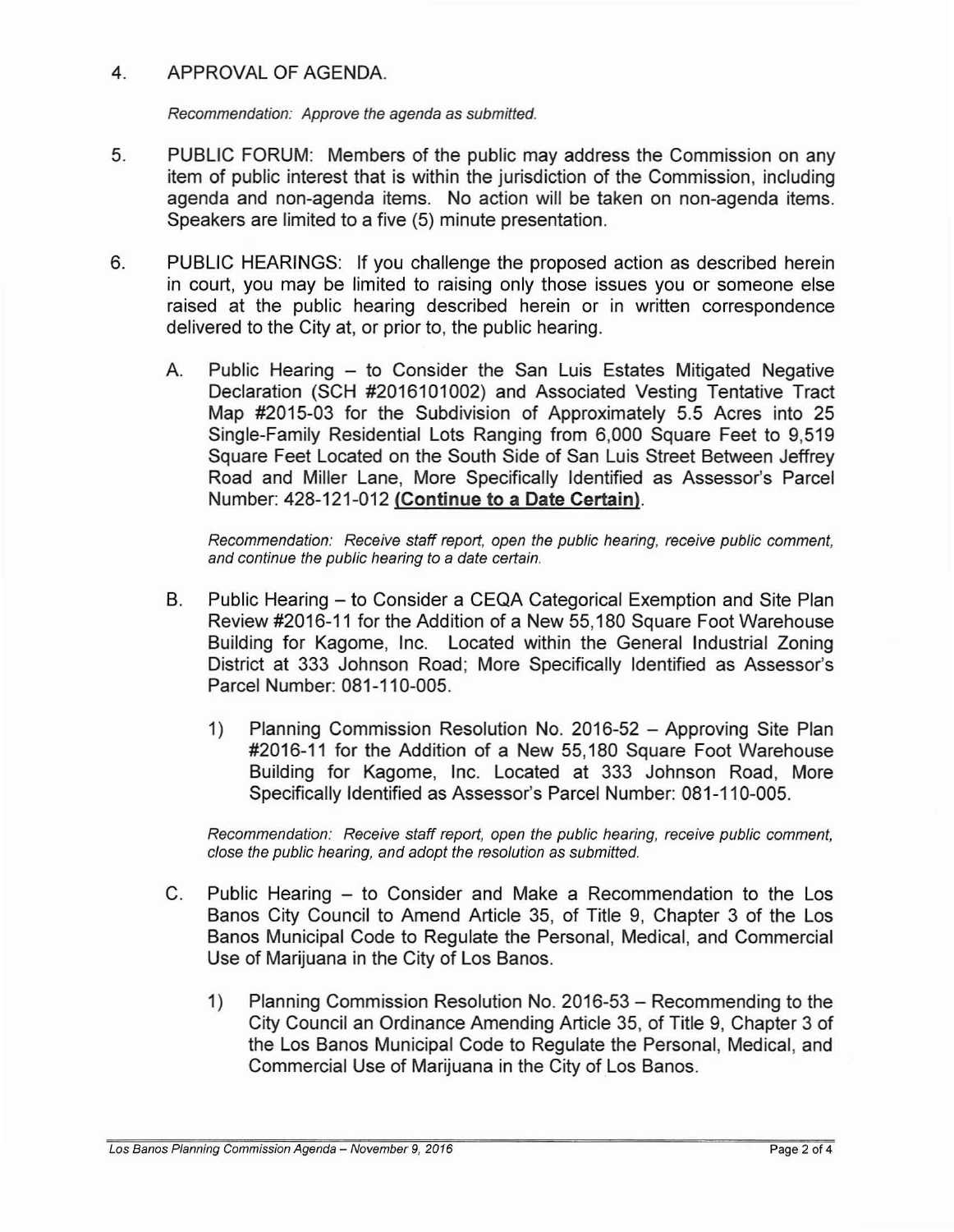4. APPROVAL OF AGENDA.

   *Recommendation: Approve the agenda as submitted.*

5. PUBLIC FORUM: Members of the public may address the Commission on any item of public interest that is within the jurisdiction of the Commission, including agenda and non-agenda items. No action will be taken on non-agenda items. Speakers are limited to a five (5) minute presentation.

6. PUBLIC HEARINGS: If you challenge the proposed action as described herein in court, you may be limited to raising only those issues you or someone else raised at the public hearing described herein or in written correspondence delivered to the City at, or prior to, the public hearing.

   A. Public Hearing – to Consider the San Luis Estates Mitigated Negative Declaration (SCH #2016101002) and Associated Vesting Tentative Tract Map #2015-03 for the Subdivision of Approximately 5.5 Acres into 25 Single-Family Residential Lots Ranging from 6,000 Square Feet to 9,519 Square Feet Located on the South Side of San Luis Street Between Jeffrey Road and Miller Lane, More Specifically Identified as Assessor's Parcel Number: 428-121-012 **(Continue to a Date Certain)**.

      *Recommendation: Receive staff report, open the public hearing, receive public comment, and continue the public hearing to a date certain.*

   B. Public Hearing – to Consider a CEQA Categorical Exemption and Site Plan Review #2016-11 for the Addition of a New 55,180 Square Foot Warehouse Building for Kagome, Inc. Located within the General Industrial Zoning District at 333 Johnson Road; More Specifically Identified as Assessor's Parcel Number: 081-110-005.

      1) Planning Commission Resolution No. 2016-52 – Approving Site Plan #2016-11 for the Addition of a New 55,180 Square Foot Warehouse Building for Kagome, Inc. Located at 333 Johnson Road, More Specifically Identified as Assessor's Parcel Number: 081-110-005.

      *Recommendation: Receive staff report, open the public hearing, receive public comment, close the public hearing, and adopt the resolution as submitted.*

   C. Public Hearing – to Consider and Make a Recommendation to the Los Banos City Council to Amend Article 35, of Title 9, Chapter 3 of the Los Banos Municipal Code to Regulate the Personal, Medical, and Commercial Use of Marijuana in the City of Los Banos.

      1) Planning Commission Resolution No. 2016-53 – Recommending to the City Council an Ordinance Amending Article 35, of Title 9, Chapter 3 of the Los Banos Municipal Code to Regulate the Personal, Medical, and Commercial Use of Marijuana in the City of Los Banos.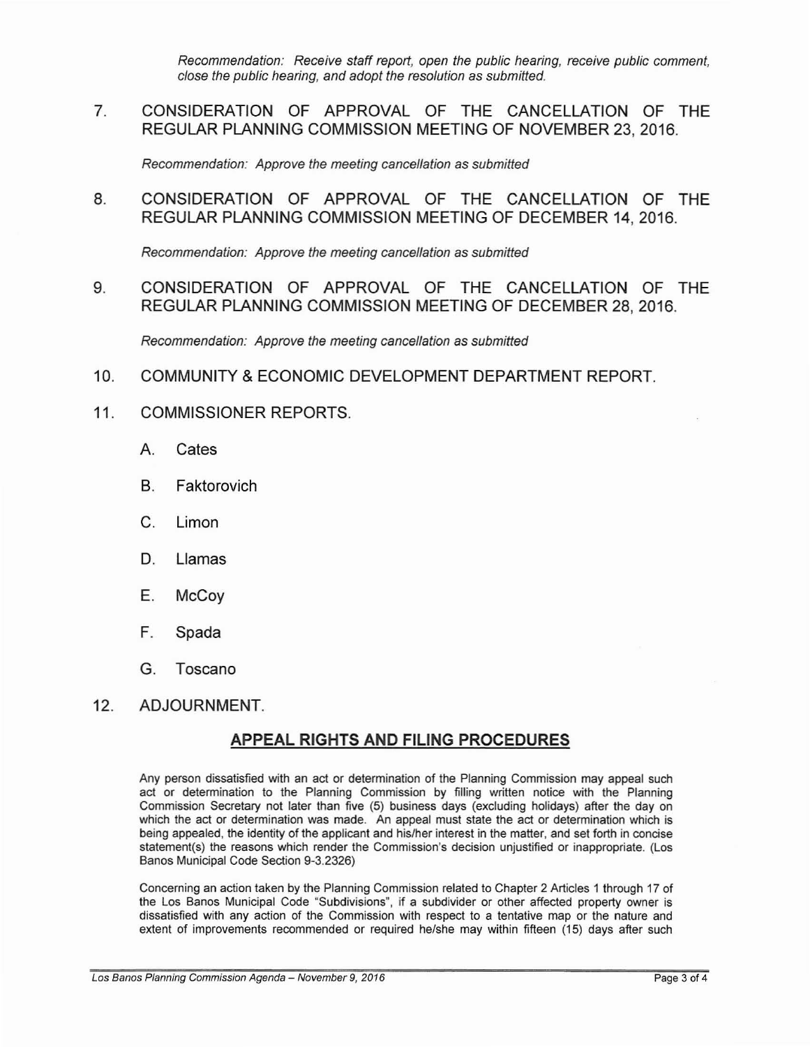*Recommendation: Receive staff report, open the public hearing, receive public comment, close the public hearing, and adopt the resolution as submitted.*

7. CONSIDERATION OF APPROVAL OF THE CANCELLATION OF THE REGULAR PLANNING COMMISSION MEETING OF NOVEMBER 23, 2016.

   *Recommendation: Approve the meeting cancellation as submitted*

8. CONSIDERATION OF APPROVAL OF THE CANCELLATION OF THE REGULAR PLANNING COMMISSION MEETING OF DECEMBER 14, 2016.

   *Recommendation: Approve the meeting cancellation as submitted*

9. CONSIDERATION OF APPROVAL OF THE CANCELLATION OF THE REGULAR PLANNING COMMISSION MEETING OF DECEMBER 28, 2016.

   *Recommendation: Approve the meeting cancellation as submitted*

10. COMMUNITY & ECONOMIC DEVELOPMENT DEPARTMENT REPORT.

11. COMMISSIONER REPORTS.

    A. Cates

    B. Faktorovich

    C. Limon

    D. Llamas

    E. McCoy

    F. Spada

    G. Toscano

12. ADJOURNMENT.

## APPEAL RIGHTS AND FILING PROCEDURES

Any person dissatisfied with an act or determination of the Planning Commission may appeal such act or determination to the Planning Commission by filling written notice with the Planning Commission Secretary not later than five (5) business days (excluding holidays) after the day on which the act or determination was made. An appeal must state the act or determination which is being appealed, the identity of the applicant and his/her interest in the matter, and set forth in concise statement(s) the reasons which render the Commission's decision unjustified or inappropriate. (Los Banos Municipal Code Section 9-3.2326)

Concerning an action taken by the Planning Commission related to Chapter 2 Articles 1 through 17 of the Los Banos Municipal Code "Subdivisions", if a subdivider or other affected property owner is dissatisfied with any action of the Commission with respect to a tentative map or the nature and extent of improvements recommended or required he/she may within fifteen (15) days after such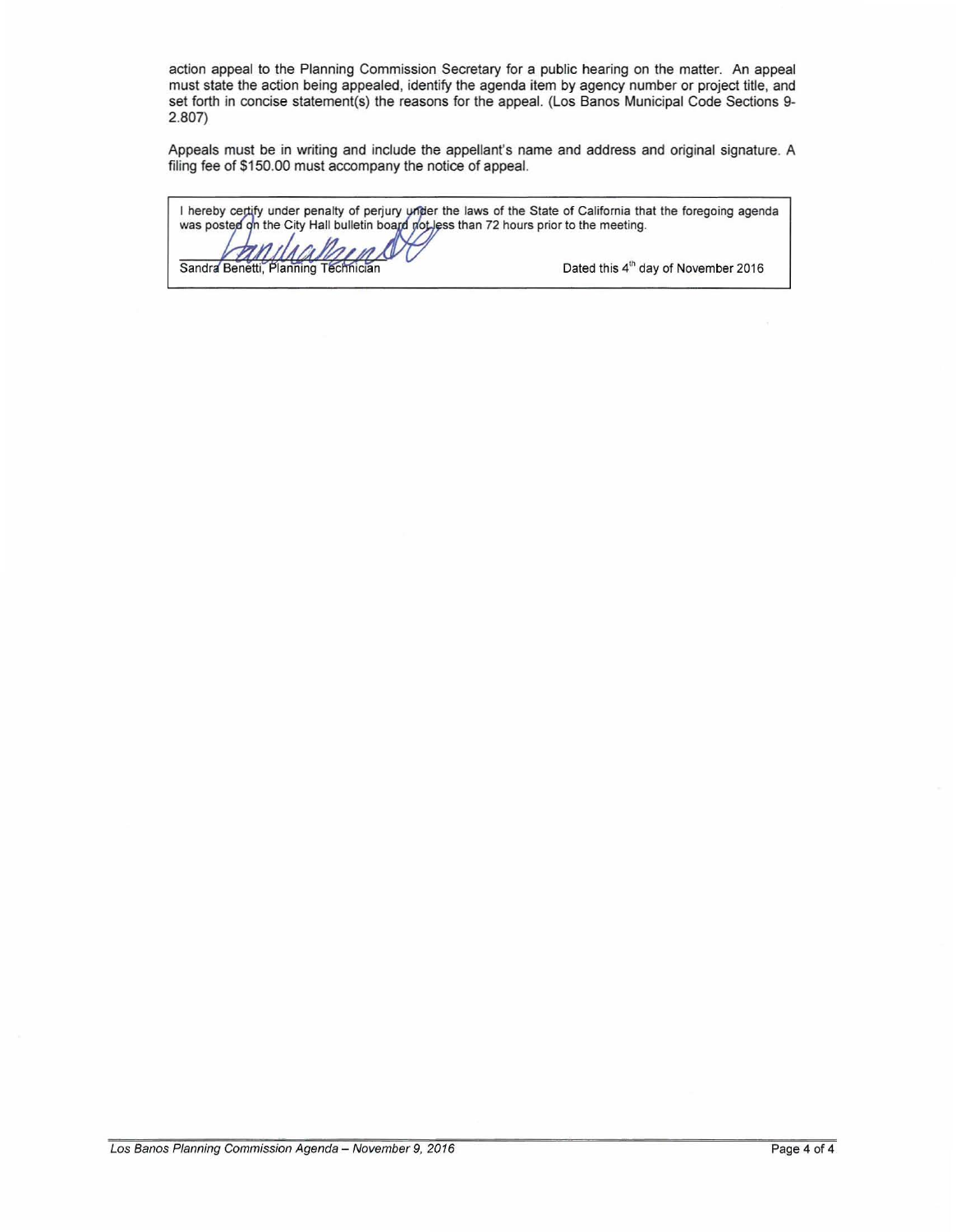action appeal to the Planning Commission Secretary for a public hearing on the matter. An appeal must state the action being appealed, identify the agenda item by agency number or project title, and set forth in concise statement(s) the reasons for the appeal. (Los Banos Municipal Code Sections 9-2.807)

Appeals must be in writing and include the appellant's name and address and original signature. A filing fee of $150.00 must accompany the notice of appeal.

I hereby certify under penalty of perjury under the laws of the State of California that the foregoing agenda was posted on the City Hall bulletin board not less than 72 hours prior to the meeting.

Sandra Benetti, Planning Technician

Dated this 4th day of November 2016